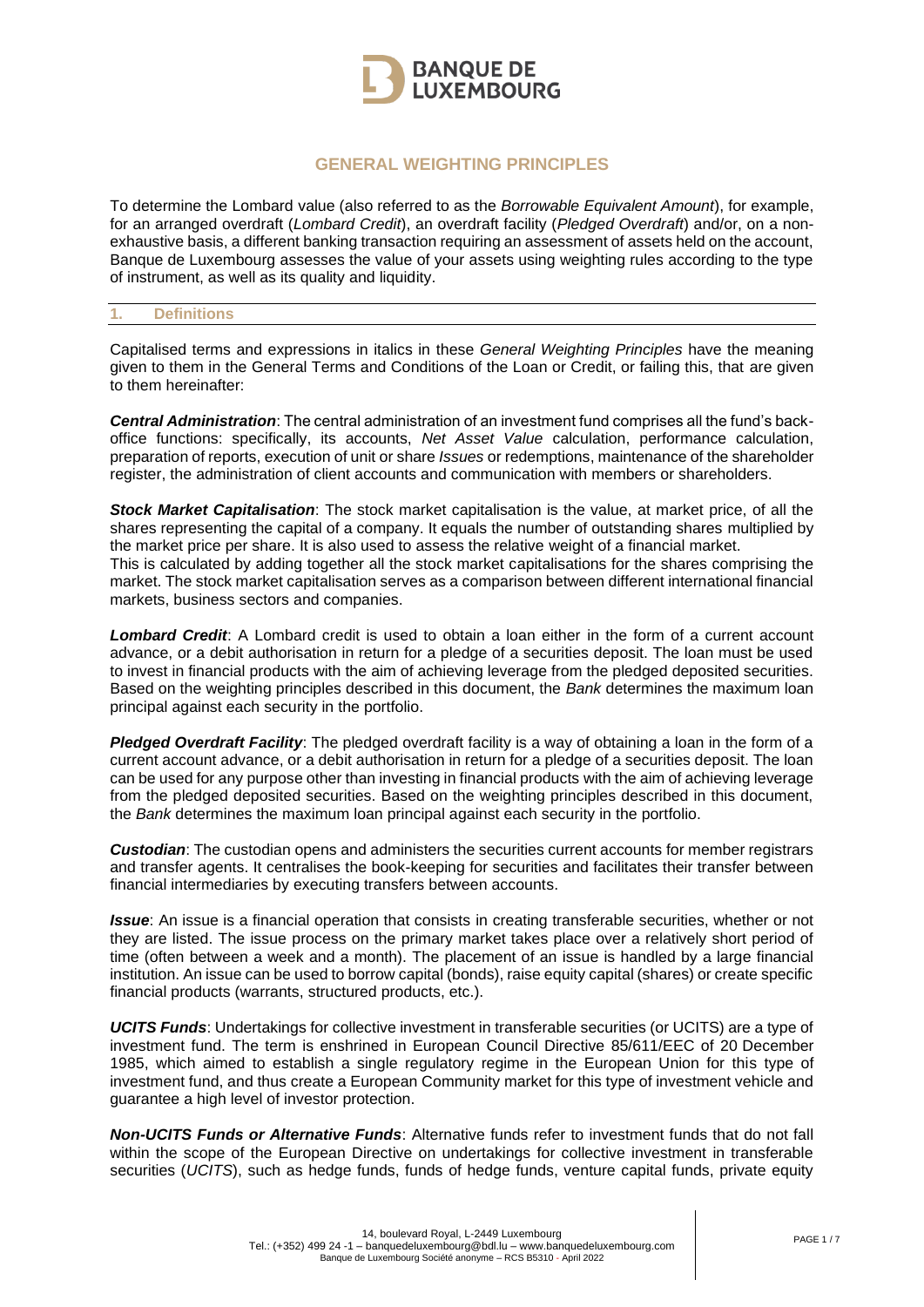## GENERAL WEIGHTING PRINCIPLES

To determine the Lombard value (also referred to as the *Borrowable Equivalent Amount*), for example, for an arranged overdraft (*Lombard Credit*), an overdraft facility (*Pledged Overdraft*) and/or, on a non-exhaustive basis, a different banking transaction requiring an assessment of assets held on the account, Banque de Luxembourg assesses the value of your assets using weighting rules according to the type of instrument, as well as its quality and liquidity.

### 1. Definitions

Capitalised terms and expressions in italics in these *General Weighting Principles* have the meaning given to them in the General Terms and Conditions of the Loan or Credit, or failing this, that are given to them hereinafter:

***Central Administration***: The central administration of an investment fund comprises all the fund's back-office functions: specifically, its accounts, *Net Asset Value* calculation, performance calculation, preparation of reports, execution of unit or share *Issues* or redemptions, maintenance of the shareholder register, the administration of client accounts and communication with members or shareholders.

***Stock Market Capitalisation***: The stock market capitalisation is the value, at market price, of all the shares representing the capital of a company. It equals the number of outstanding shares multiplied by the market price per share. It is also used to assess the relative weight of a financial market.
This is calculated by adding together all the stock market capitalisations for the shares comprising the market. The stock market capitalisation serves as a comparison between different international financial markets, business sectors and companies.

***Lombard Credit***: A Lombard credit is used to obtain a loan either in the form of a current account advance, or a debit authorisation in return for a pledge of a securities deposit. The loan must be used to invest in financial products with the aim of achieving leverage from the pledged deposited securities. Based on the weighting principles described in this document, the *Bank* determines the maximum loan principal against each security in the portfolio.

***Pledged Overdraft Facility***: The pledged overdraft facility is a way of obtaining a loan in the form of a current account advance, or a debit authorisation in return for a pledge of a securities deposit. The loan can be used for any purpose other than investing in financial products with the aim of achieving leverage from the pledged deposited securities. Based on the weighting principles described in this document, the *Bank* determines the maximum loan principal against each security in the portfolio.

***Custodian***: The custodian opens and administers the securities current accounts for member registrars and transfer agents. It centralises the book-keeping for securities and facilitates their transfer between financial intermediaries by executing transfers between accounts.

***Issue***: An issue is a financial operation that consists in creating transferable securities, whether or not they are listed. The issue process on the primary market takes place over a relatively short period of time (often between a week and a month). The placement of an issue is handled by a large financial institution. An issue can be used to borrow capital (bonds), raise equity capital (shares) or create specific financial products (warrants, structured products, etc.).

***UCITS Funds***: Undertakings for collective investment in transferable securities (or UCITS) are a type of investment fund. The term is enshrined in European Council Directive 85/611/EEC of 20 December 1985, which aimed to establish a single regulatory regime in the European Union for this type of investment fund, and thus create a European Community market for this type of investment vehicle and guarantee a high level of investor protection.

***Non-UCITS Funds or Alternative Funds***: Alternative funds refer to investment funds that do not fall within the scope of the European Directive on undertakings for collective investment in transferable securities (*UCITS*), such as hedge funds, funds of hedge funds, venture capital funds, private equity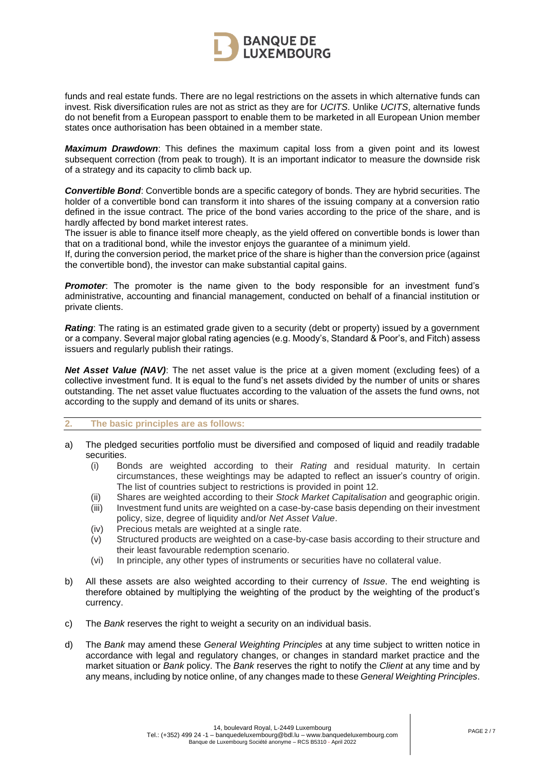funds and real estate funds. There are no legal restrictions on the assets in which alternative funds can invest. Risk diversification rules are not as strict as they are for *UCITS*. Unlike *UCITS*, alternative funds do not benefit from a European passport to enable them to be marketed in all European Union member states once authorisation has been obtained in a member state.

***Maximum Drawdown***: This defines the maximum capital loss from a given point and its lowest subsequent correction (from peak to trough). It is an important indicator to measure the downside risk of a strategy and its capacity to climb back up.

***Convertible Bond***: Convertible bonds are a specific category of bonds. They are hybrid securities. The holder of a convertible bond can transform it into shares of the issuing company at a conversion ratio defined in the issue contract. The price of the bond varies according to the price of the share, and is hardly affected by bond market interest rates.
The issuer is able to finance itself more cheaply, as the yield offered on convertible bonds is lower than that on a traditional bond, while the investor enjoys the guarantee of a minimum yield.
If, during the conversion period, the market price of the share is higher than the conversion price (against the convertible bond), the investor can make substantial capital gains.

***Promoter***: The promoter is the name given to the body responsible for an investment fund's administrative, accounting and financial management, conducted on behalf of a financial institution or private clients.

***Rating***: The rating is an estimated grade given to a security (debt or property) issued by a government or a company. Several major global rating agencies (e.g. Moody's, Standard & Poor's, and Fitch) assess issuers and regularly publish their ratings.

***Net Asset Value (NAV)***: The net asset value is the price at a given moment (excluding fees) of a collective investment fund. It is equal to the fund's net assets divided by the number of units or shares outstanding. The net asset value fluctuates according to the valuation of the assets the fund owns, not according to the supply and demand of its units or shares.

## 2. The basic principles are as follows:

a) The pledged securities portfolio must be diversified and composed of liquid and readily tradable securities.
   (i) Bonds are weighted according to their *Rating* and residual maturity. In certain circumstances, these weightings may be adapted to reflect an issuer's country of origin. The list of countries subject to restrictions is provided in point 12.
   (ii) Shares are weighted according to their *Stock Market Capitalisation* and geographic origin.
   (iii) Investment fund units are weighted on a case-by-case basis depending on their investment policy, size, degree of liquidity and/or *Net Asset Value*.
   (iv) Precious metals are weighted at a single rate.
   (v) Structured products are weighted on a case-by-case basis according to their structure and their least favourable redemption scenario.
   (vi) In principle, any other types of instruments or securities have no collateral value.

b) All these assets are also weighted according to their currency of *Issue*. The end weighting is therefore obtained by multiplying the weighting of the product by the weighting of the product's currency.

c) The *Bank* reserves the right to weight a security on an individual basis.

d) The *Bank* may amend these *General Weighting Principles* at any time subject to written notice in accordance with legal and regulatory changes, or changes in standard market practice and the market situation or *Bank* policy. The *Bank* reserves the right to notify the *Client* at any time and by any means, including by notice online, of any changes made to these *General Weighting Principles*.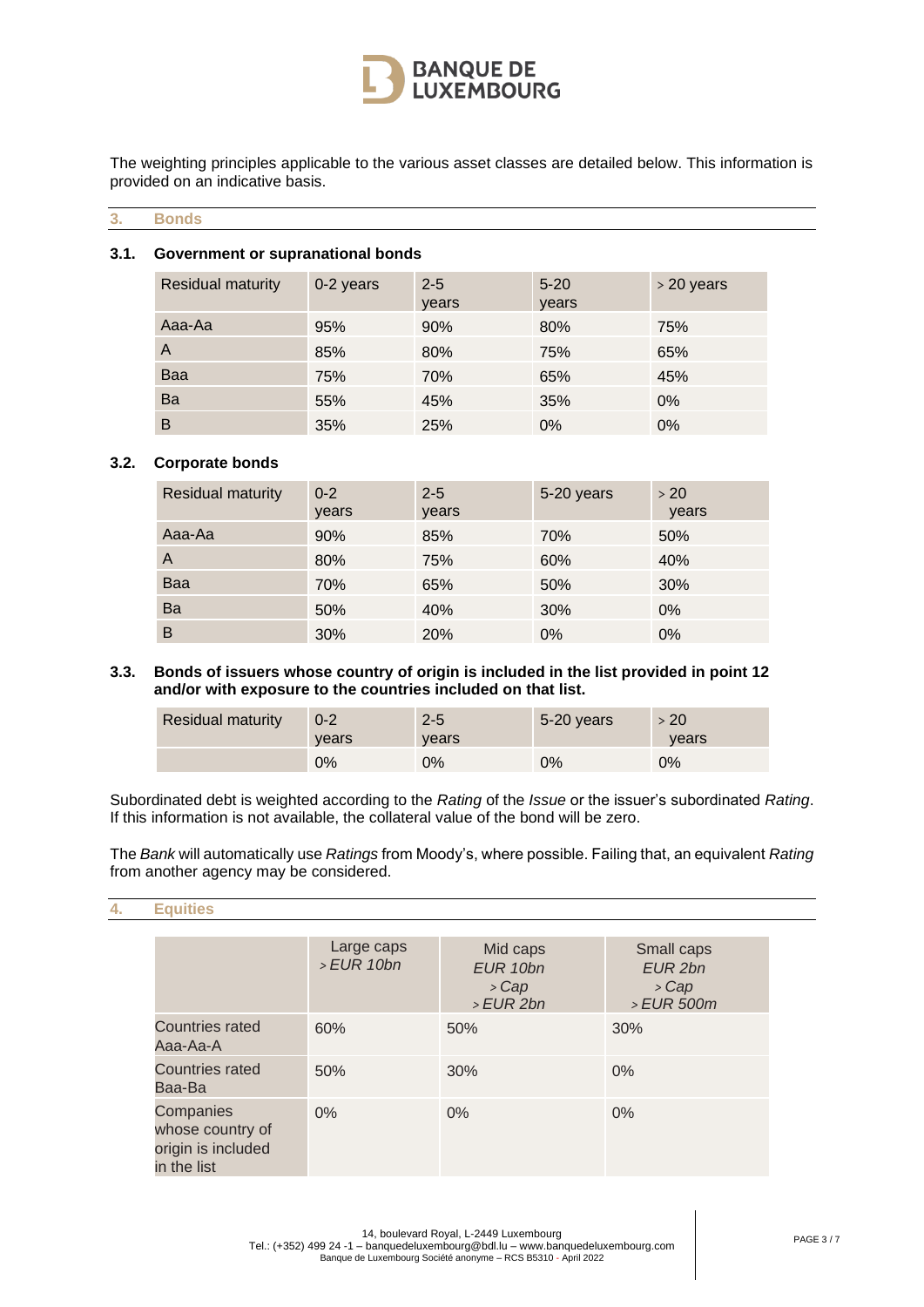The weighting principles applicable to the various asset classes are detailed below. This information is provided on an indicative basis.

## 3. Bonds

### 3.1. Government or supranational bonds

| Residual maturity | 0-2 years | 2-5 years | 5-20 years | > 20 years |
|---|---|---|---|---|
| Aaa-Aa | 95% | 90% | 80% | 75% |
| A | 85% | 80% | 75% | 65% |
| Baa | 75% | 70% | 65% | 45% |
| Ba | 55% | 45% | 35% | 0% |
| B | 35% | 25% | 0% | 0% |

### 3.2. Corporate bonds

| Residual maturity | 0-2 years | 2-5 years | 5-20 years | > 20 years |
|---|---|---|---|---|
| Aaa-Aa | 90% | 85% | 70% | 50% |
| A | 80% | 75% | 60% | 40% |
| Baa | 70% | 65% | 50% | 30% |
| Ba | 50% | 40% | 30% | 0% |
| B | 30% | 20% | 0% | 0% |

### 3.3. Bonds of issuers whose country of origin is included in the list provided in point 12 and/or with exposure to the countries included on that list.

| Residual maturity | 0-2 years | 2-5 years | 5-20 years | > 20 years |
|---|---|---|---|---|
| | 0% | 0% | 0% | 0% |

Subordinated debt is weighted according to the *Rating* of the *Issue* or the issuer's subordinated *Rating*. If this information is not available, the collateral value of the bond will be zero.

The *Bank* will automatically use *Ratings* from Moody's, where possible. Failing that, an equivalent *Rating* from another agency may be considered.

## 4. Equities

| | Large caps *> EUR 10bn* | Mid caps *EUR 10bn > Cap > EUR 2bn* | Small caps *EUR 2bn > Cap > EUR 500m* |
|---|---|---|---|
| Countries rated Aaa-Aa-A | 60% | 50% | 30% |
| Countries rated Baa-Ba | 50% | 30% | 0% |
| Companies whose country of origin is included in the list | 0% | 0% | 0% |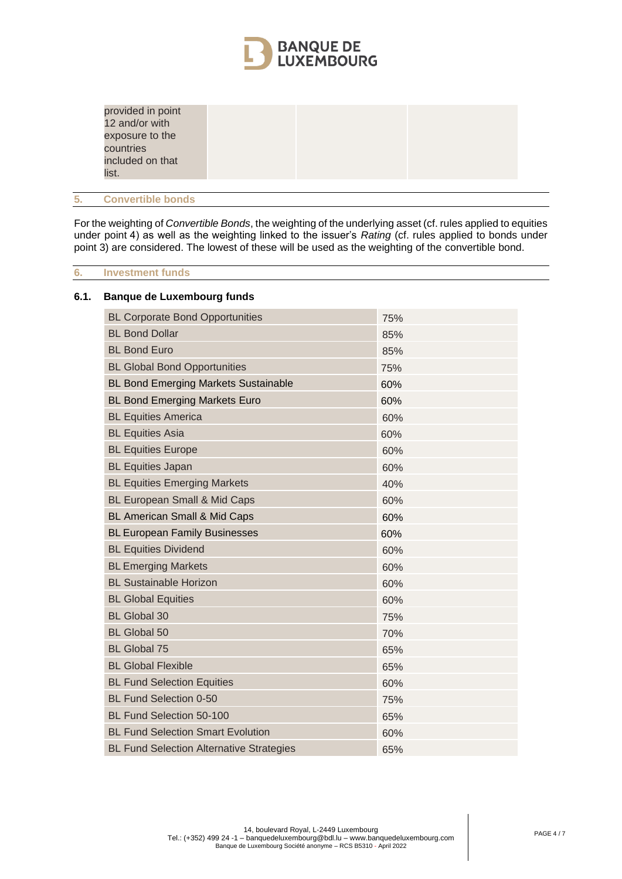| provided in point 12 and/or with exposure to the countries included on that list. | | | |
|---|---|---|---|

## 5. Convertible bonds

For the weighting of *Convertible Bonds*, the weighting of the underlying asset (cf. rules applied to equities under point 4) as well as the weighting linked to the issuer's *Rating* (cf. rules applied to bonds under point 3) are considered. The lowest of these will be used as the weighting of the convertible bond.

## 6. Investment funds

### 6.1. Banque de Luxembourg funds

| Fund | Weighting |
|---|---|
| BL Corporate Bond Opportunities | 75% |
| BL Bond Dollar | 85% |
| BL Bond Euro | 85% |
| BL Global Bond Opportunities | 75% |
| BL Bond Emerging Markets Sustainable | 60% |
| BL Bond Emerging Markets Euro | 60% |
| BL Equities America | 60% |
| BL Equities Asia | 60% |
| BL Equities Europe | 60% |
| BL Equities Japan | 60% |
| BL Equities Emerging Markets | 40% |
| BL European Small & Mid Caps | 60% |
| BL American Small & Mid Caps | 60% |
| BL European Family Businesses | 60% |
| BL Equities Dividend | 60% |
| BL Emerging Markets | 60% |
| BL Sustainable Horizon | 60% |
| BL Global Equities | 60% |
| BL Global 30 | 75% |
| BL Global 50 | 70% |
| BL Global 75 | 65% |
| BL Global Flexible | 65% |
| BL Fund Selection Equities | 60% |
| BL Fund Selection 0-50 | 75% |
| BL Fund Selection 50-100 | 65% |
| BL Fund Selection Smart Evolution | 60% |
| BL Fund Selection Alternative Strategies | 65% |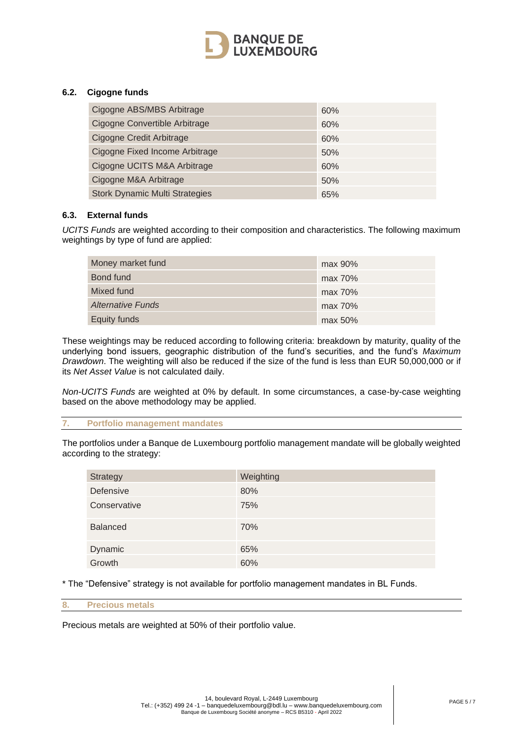### 6.2. Cigogne funds

| | |
|---|---|
| Cigogne ABS/MBS Arbitrage | 60% |
| Cigogne Convertible Arbitrage | 60% |
| Cigogne Credit Arbitrage | 60% |
| Cigogne Fixed Income Arbitrage | 50% |
| Cigogne UCITS M&A Arbitrage | 60% |
| Cigogne M&A Arbitrage | 50% |
| Stork Dynamic Multi Strategies | 65% |

### 6.3. External funds

*UCITS Funds* are weighted according to their composition and characteristics. The following maximum weightings by type of fund are applied:

| | |
|---|---|
| Money market fund | max 90% |
| Bond fund | max 70% |
| Mixed fund | max 70% |
| *Alternative Funds* | max 70% |
| Equity funds | max 50% |

These weightings may be reduced according to following criteria: breakdown by maturity, quality of the underlying bond issuers, geographic distribution of the fund's securities, and the fund's *Maximum Drawdown*. The weighting will also be reduced if the size of the fund is less than EUR 50,000,000 or if its *Net Asset Value* is not calculated daily.

*Non-UCITS Funds* are weighted at 0% by default. In some circumstances, a case-by-case weighting based on the above methodology may be applied.

## 7. Portfolio management mandates

The portfolios under a Banque de Luxembourg portfolio management mandate will be globally weighted according to the strategy:

| Strategy | Weighting |
|---|---|
| Defensive | 80% |
| Conservative | 75% |
| Balanced | 70% |
| Dynamic | 65% |
| Growth | 60% |

* The "Defensive" strategy is not available for portfolio management mandates in BL Funds.

## 8. Precious metals

Precious metals are weighted at 50% of their portfolio value.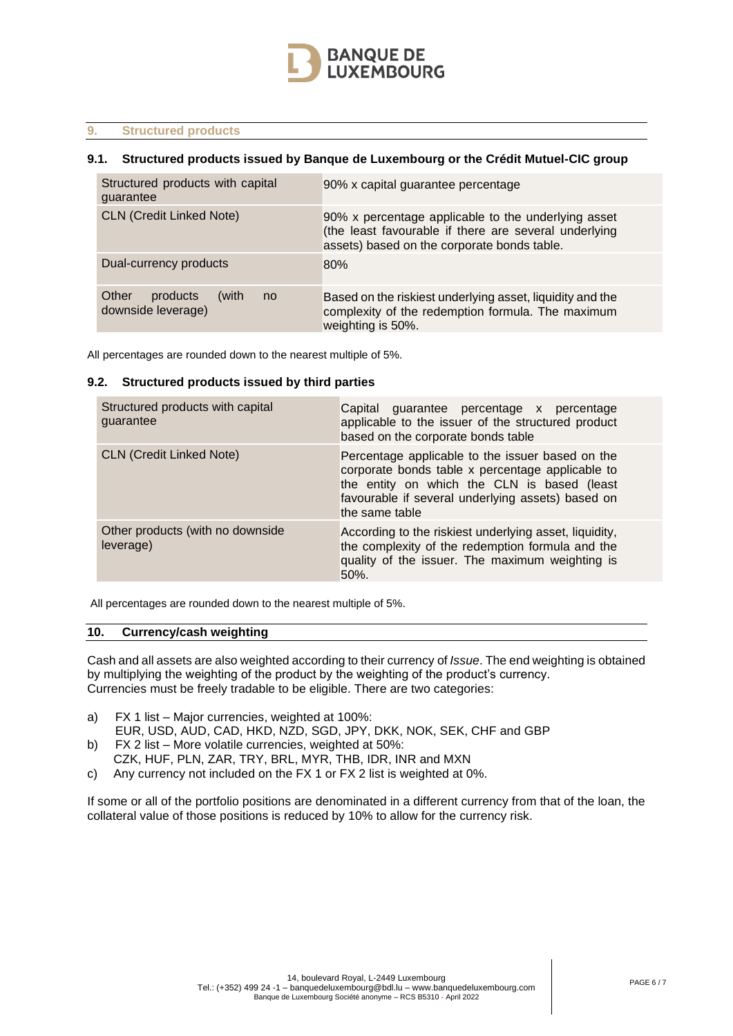## 9. Structured products

### 9.1. Structured products issued by Banque de Luxembourg or the Crédit Mutuel-CIC group

| | |
|---|---|
| Structured products with capital guarantee | 90% x capital guarantee percentage |
| CLN (Credit Linked Note) | 90% x percentage applicable to the underlying asset (the least favourable if there are several underlying assets) based on the corporate bonds table. |
| Dual-currency products | 80% |
| Other products (with no downside leverage) | Based on the riskiest underlying asset, liquidity and the complexity of the redemption formula. The maximum weighting is 50%. |

All percentages are rounded down to the nearest multiple of 5%.

### 9.2. Structured products issued by third parties

| | |
|---|---|
| Structured products with capital guarantee | Capital guarantee percentage x percentage applicable to the issuer of the structured product based on the corporate bonds table |
| CLN (Credit Linked Note) | Percentage applicable to the issuer based on the corporate bonds table x percentage applicable to the entity on which the CLN is based (least favourable if several underlying assets) based on the same table |
| Other products (with no downside leverage) | According to the riskiest underlying asset, liquidity, the complexity of the redemption formula and the quality of the issuer. The maximum weighting is 50%. |

All percentages are rounded down to the nearest multiple of 5%.

## 10. Currency/cash weighting

Cash and all assets are also weighted according to their currency of *Issue*. The end weighting is obtained by multiplying the weighting of the product by the weighting of the product's currency.
Currencies must be freely tradable to be eligible. There are two categories:

a) FX 1 list – Major currencies, weighted at 100%:
EUR, USD, AUD, CAD, HKD, NZD, SGD, JPY, DKK, NOK, SEK, CHF and GBP

b) FX 2 list – More volatile currencies, weighted at 50%:
CZK, HUF, PLN, ZAR, TRY, BRL, MYR, THB, IDR, INR and MXN

c) Any currency not included on the FX 1 or FX 2 list is weighted at 0%.

If some or all of the portfolio positions are denominated in a different currency from that of the loan, the collateral value of those positions is reduced by 10% to allow for the currency risk.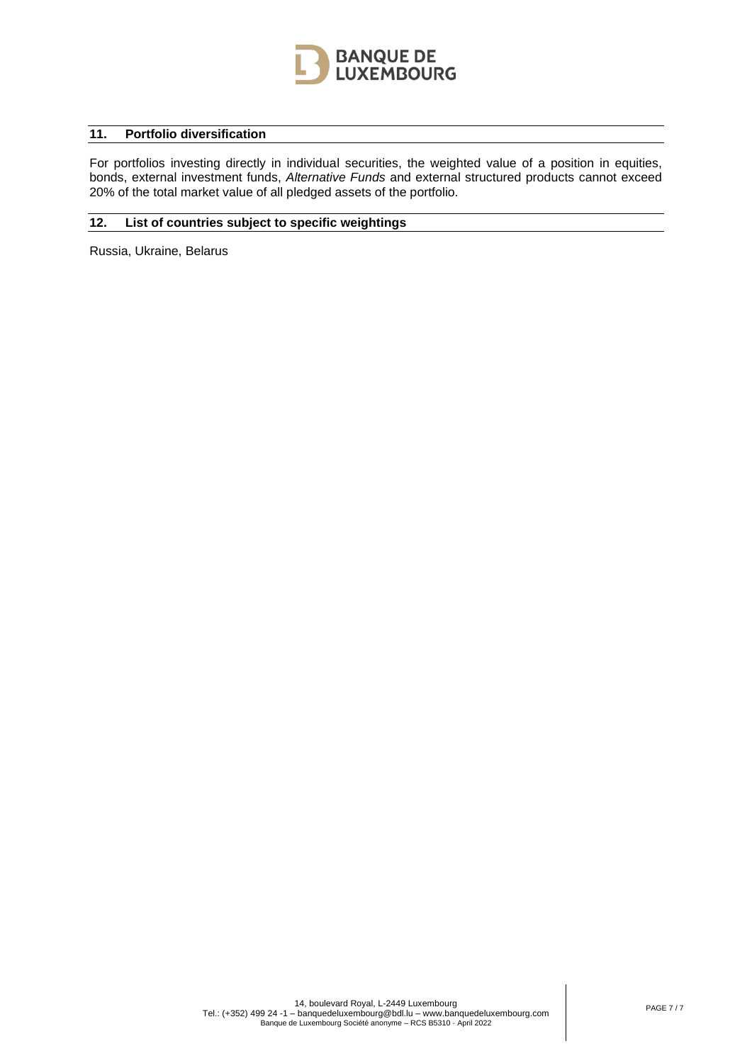## 11. Portfolio diversification

For portfolios investing directly in individual securities, the weighted value of a position in equities, bonds, external investment funds, *Alternative Funds* and external structured products cannot exceed 20% of the total market value of all pledged assets of the portfolio.

## 12. List of countries subject to specific weightings

Russia, Ukraine, Belarus